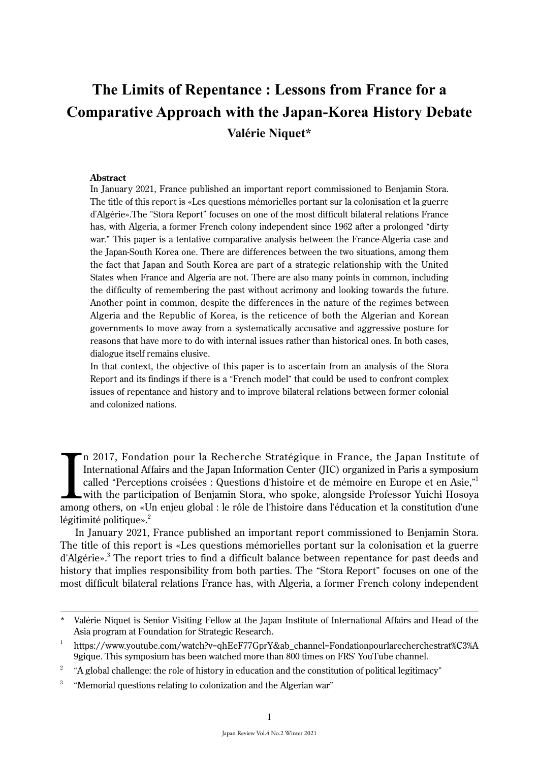# The Limits of Repentance : Lessons from France for a Comparative Approach with the Japan-Korea History Debate

**Valérie Niquet***

**Abstract**

In January 2021, France published an important report commissioned to Benjamin Stora. The title of this report is «Les questions mémorielles portant sur la colonisation et la guerre d'Algérie».The "Stora Report" focuses on one of the most difficult bilateral relations France has, with Algeria, a former French colony independent since 1962 after a prolonged "dirty war." This paper is a tentative comparative analysis between the France-Algeria case and the Japan-South Korea one. There are differences between the two situations, among them the fact that Japan and South Korea are part of a strategic relationship with the United States when France and Algeria are not. There are also many points in common, including the difficulty of remembering the past without acrimony and looking towards the future. Another point in common, despite the differences in the nature of the regimes between Algeria and the Republic of Korea, is the reticence of both the Algerian and Korean governments to move away from a systematically accusative and aggressive posture for reasons that have more to do with internal issues rather than historical ones. In both cases, dialogue itself remains elusive.

In that context, the objective of this paper is to ascertain from an analysis of the Stora Report and its findings if there is a "French model" that could be used to confront complex issues of repentance and history and to improve bilateral relations between former colonial and colonized nations.

In 2017, Fondation pour la Recherche Stratégique in France, the Japan Institute of International Affairs and the Japan Information Center (JIC) organized in Paris a symposium called "Perceptions croisées : Questions d'histoire et de mémoire en Europe et en Asie,"[1] with the participation of Benjamin Stora, who spoke, alongside Professor Yuichi Hosoya among others, on «Un enjeu global : le rôle de l'histoire dans l'éducation et la constitution d'une légitimité politique».[2]

In January 2021, France published an important report commissioned to Benjamin Stora. The title of this report is «Les questions mémorielles portant sur la colonisation et la guerre d'Algérie».[3] The report tries to find a difficult balance between repentance for past deeds and history that implies responsibility from both parties. The "Stora Report" focuses on one of the most difficult bilateral relations France has, with Algeria, a former French colony independent

---

* Valérie Niquet is Senior Visiting Fellow at the Japan Institute of International Affairs and Head of the Asia program at Foundation for Strategic Research.

[1] https://www.youtube.com/watch?v=qhEeF77GprY&ab_channel=Fondationpourlarecherchestrat%C3%A9gique. This symposium has been watched more than 800 times on FRS' YouTube channel.

[2] "A global challenge: the role of history in education and the constitution of political legitimacy"

[3] "Memorial questions relating to colonization and the Algerian war"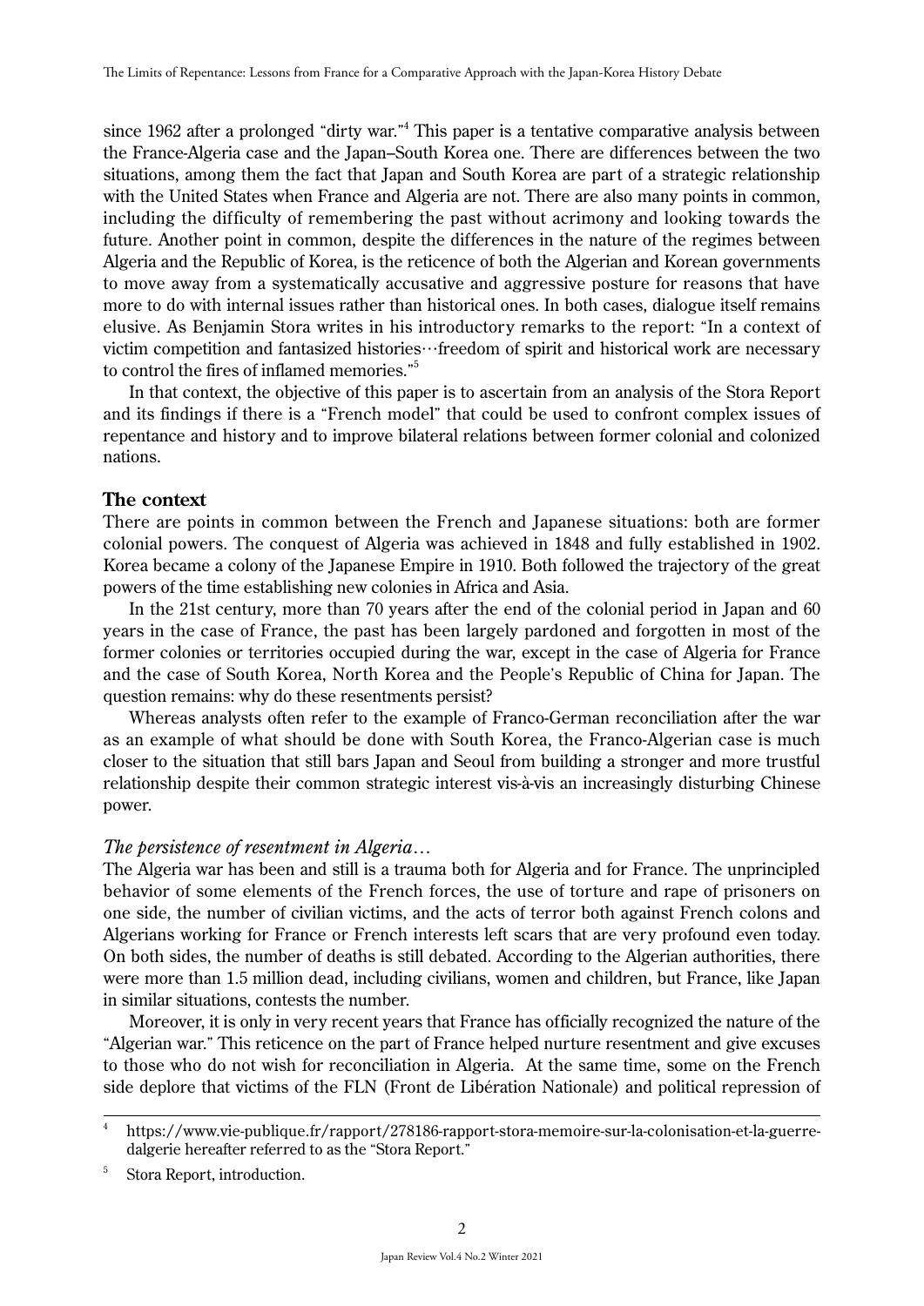since 1962 after a prolonged "dirty war."[4] This paper is a tentative comparative analysis between the France-Algeria case and the Japan–South Korea one. There are differences between the two situations, among them the fact that Japan and South Korea are part of a strategic relationship with the United States when France and Algeria are not. There are also many points in common, including the difficulty of remembering the past without acrimony and looking towards the future. Another point in common, despite the differences in the nature of the regimes between Algeria and the Republic of Korea, is the reticence of both the Algerian and Korean governments to move away from a systematically accusative and aggressive posture for reasons that have more to do with internal issues rather than historical ones. In both cases, dialogue itself remains elusive. As Benjamin Stora writes in his introductory remarks to the report: "In a context of victim competition and fantasized histories…freedom of spirit and historical work are necessary to control the fires of inflamed memories."[5]

In that context, the objective of this paper is to ascertain from an analysis of the Stora Report and its findings if there is a "French model" that could be used to confront complex issues of repentance and history and to improve bilateral relations between former colonial and colonized nations.

## The context

There are points in common between the French and Japanese situations: both are former colonial powers. The conquest of Algeria was achieved in 1848 and fully established in 1902. Korea became a colony of the Japanese Empire in 1910. Both followed the trajectory of the great powers of the time establishing new colonies in Africa and Asia.

In the 21st century, more than 70 years after the end of the colonial period in Japan and 60 years in the case of France, the past has been largely pardoned and forgotten in most of the former colonies or territories occupied during the war, except in the case of Algeria for France and the case of South Korea, North Korea and the People's Republic of China for Japan. The question remains: why do these resentments persist?

Whereas analysts often refer to the example of Franco-German reconciliation after the war as an example of what should be done with South Korea, the Franco-Algerian case is much closer to the situation that still bars Japan and Seoul from building a stronger and more trustful relationship despite their common strategic interest vis-à-vis an increasingly disturbing Chinese power.

### *The persistence of resentment in Algeria…*

The Algeria war has been and still is a trauma both for Algeria and for France. The unprincipled behavior of some elements of the French forces, the use of torture and rape of prisoners on one side, the number of civilian victims, and the acts of terror both against French colons and Algerians working for France or French interests left scars that are very profound even today. On both sides, the number of deaths is still debated. According to the Algerian authorities, there were more than 1.5 million dead, including civilians, women and children, but France, like Japan in similar situations, contests the number.

Moreover, it is only in very recent years that France has officially recognized the nature of the "Algerian war." This reticence on the part of France helped nurture resentment and give excuses to those who do not wish for reconciliation in Algeria. At the same time, some on the French side deplore that victims of the FLN (Front de Libération Nationale) and political repression of

---

[4] https://www.vie-publique.fr/rapport/278186-rapport-stora-memoire-sur-la-colonisation-et-la-guerre-dalgerie hereafter referred to as the "Stora Report."

[5] Stora Report, introduction.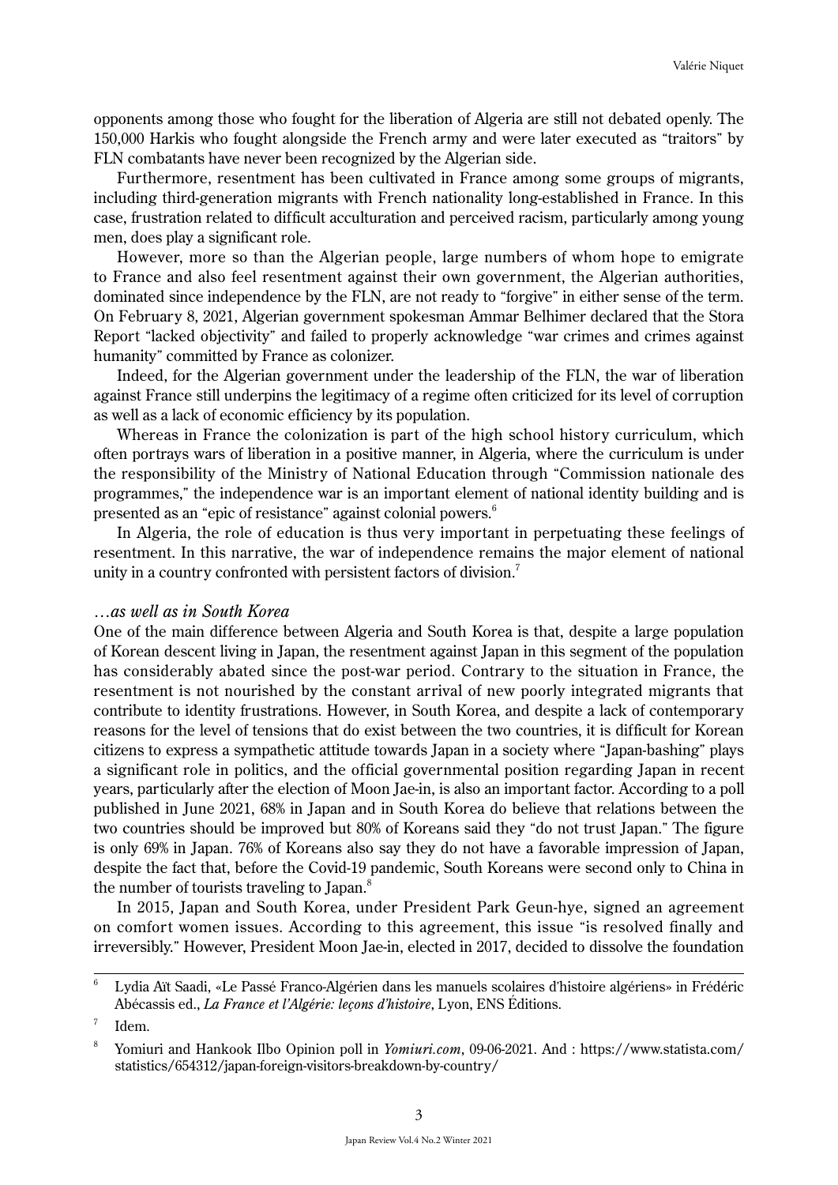opponents among those who fought for the liberation of Algeria are still not debated openly. The 150,000 Harkis who fought alongside the French army and were later executed as "traitors" by FLN combatants have never been recognized by the Algerian side.

Furthermore, resentment has been cultivated in France among some groups of migrants, including third-generation migrants with French nationality long-established in France. In this case, frustration related to difficult acculturation and perceived racism, particularly among young men, does play a significant role.

However, more so than the Algerian people, large numbers of whom hope to emigrate to France and also feel resentment against their own government, the Algerian authorities, dominated since independence by the FLN, are not ready to "forgive" in either sense of the term. On February 8, 2021, Algerian government spokesman Ammar Belhimer declared that the Stora Report "lacked objectivity" and failed to properly acknowledge "war crimes and crimes against humanity" committed by France as colonizer.

Indeed, for the Algerian government under the leadership of the FLN, the war of liberation against France still underpins the legitimacy of a regime often criticized for its level of corruption as well as a lack of economic efficiency by its population.

Whereas in France the colonization is part of the high school history curriculum, which often portrays wars of liberation in a positive manner, in Algeria, where the curriculum is under the responsibility of the Ministry of National Education through "Commission nationale des programmes," the independence war is an important element of national identity building and is presented as an "epic of resistance" against colonial powers.[6]

In Algeria, the role of education is thus very important in perpetuating these feelings of resentment. In this narrative, the war of independence remains the major element of national unity in a country confronted with persistent factors of division.[7]

### *…as well as in South Korea*

One of the main difference between Algeria and South Korea is that, despite a large population of Korean descent living in Japan, the resentment against Japan in this segment of the population has considerably abated since the post-war period. Contrary to the situation in France, the resentment is not nourished by the constant arrival of new poorly integrated migrants that contribute to identity frustrations. However, in South Korea, and despite a lack of contemporary reasons for the level of tensions that do exist between the two countries, it is difficult for Korean citizens to express a sympathetic attitude towards Japan in a society where "Japan-bashing" plays a significant role in politics, and the official governmental position regarding Japan in recent years, particularly after the election of Moon Jae-in, is also an important factor. According to a poll published in June 2021, 68% in Japan and in South Korea do believe that relations between the two countries should be improved but 80% of Koreans said they "do not trust Japan." The figure is only 69% in Japan. 76% of Koreans also say they do not have a favorable impression of Japan, despite the fact that, before the Covid-19 pandemic, South Koreans were second only to China in the number of tourists traveling to Japan.[8]

In 2015, Japan and South Korea, under President Park Geun-hye, signed an agreement on comfort women issues. According to this agreement, this issue "is resolved finally and irreversibly." However, President Moon Jae-in, elected in 2017, decided to dissolve the foundation

---

[6] Lydia Aït Saadi, «Le Passé Franco-Algérien dans les manuels scolaires d'histoire algériens» in Frédéric Abécassis ed., *La France et l'Algérie: leçons d'histoire*, Lyon, ENS Éditions.

[7] Idem.

[8] Yomiuri and Hankook Ilbo Opinion poll in *Yomiuri.com*, 09-06-2021. And : https://www.statista.com/statistics/654312/japan-foreign-visitors-breakdown-by-country/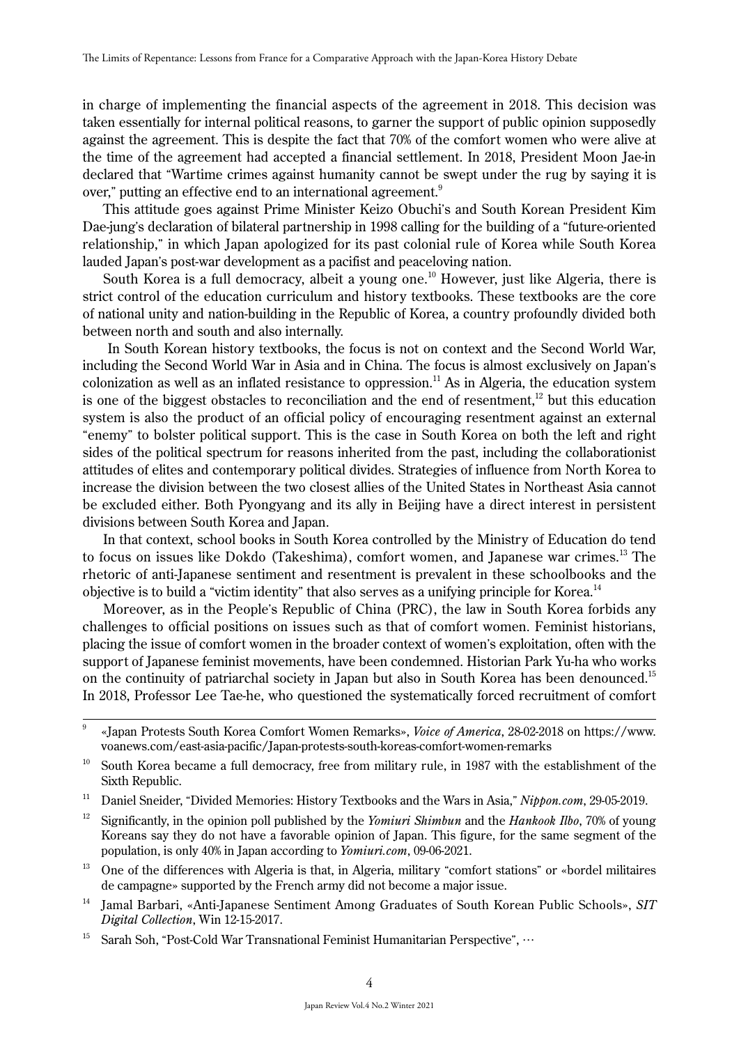in charge of implementing the financial aspects of the agreement in 2018. This decision was taken essentially for internal political reasons, to garner the support of public opinion supposedly against the agreement. This is despite the fact that 70% of the comfort women who were alive at the time of the agreement had accepted a financial settlement. In 2018, President Moon Jae-in declared that "Wartime crimes against humanity cannot be swept under the rug by saying it is over," putting an effective end to an international agreement.[9]

This attitude goes against Prime Minister Keizo Obuchi's and South Korean President Kim Dae-jung's declaration of bilateral partnership in 1998 calling for the building of a "future-oriented relationship," in which Japan apologized for its past colonial rule of Korea while South Korea lauded Japan's post-war development as a pacifist and peaceloving nation.

South Korea is a full democracy, albeit a young one.[10] However, just like Algeria, there is strict control of the education curriculum and history textbooks. These textbooks are the core of national unity and nation-building in the Republic of Korea, a country profoundly divided both between north and south and also internally.

In South Korean history textbooks, the focus is not on context and the Second World War, including the Second World War in Asia and in China. The focus is almost exclusively on Japan's colonization as well as an inflated resistance to oppression.[11] As in Algeria, the education system is one of the biggest obstacles to reconciliation and the end of resentment,[12] but this education system is also the product of an official policy of encouraging resentment against an external "enemy" to bolster political support. This is the case in South Korea on both the left and right sides of the political spectrum for reasons inherited from the past, including the collaborationist attitudes of elites and contemporary political divides. Strategies of influence from North Korea to increase the division between the two closest allies of the United States in Northeast Asia cannot be excluded either. Both Pyongyang and its ally in Beijing have a direct interest in persistent divisions between South Korea and Japan.

In that context, school books in South Korea controlled by the Ministry of Education do tend to focus on issues like Dokdo (Takeshima), comfort women, and Japanese war crimes.[13] The rhetoric of anti-Japanese sentiment and resentment is prevalent in these schoolbooks and the objective is to build a "victim identity" that also serves as a unifying principle for Korea.[14]

Moreover, as in the People's Republic of China (PRC), the law in South Korea forbids any challenges to official positions on issues such as that of comfort women. Feminist historians, placing the issue of comfort women in the broader context of women's exploitation, often with the support of Japanese feminist movements, have been condemned. Historian Park Yu-ha who works on the continuity of patriarchal society in Japan but also in South Korea has been denounced.[15] In 2018, Professor Lee Tae-he, who questioned the systematically forced recruitment of comfort

---

[9] «Japan Protests South Korea Comfort Women Remarks», *Voice of America*, 28-02-2018 on https://www.voanews.com/east-asia-pacific/Japan-protests-south-koreas-comfort-women-remarks

[10] South Korea became a full democracy, free from military rule, in 1987 with the establishment of the Sixth Republic.

[11] Daniel Sneider, "Divided Memories: History Textbooks and the Wars in Asia," *Nippon.com*, 29-05-2019.

[12] Significantly, in the opinion poll published by the *Yomiuri Shimbun* and the *Hankook Ilbo*, 70% of young Koreans say they do not have a favorable opinion of Japan. This figure, for the same segment of the population, is only 40% in Japan according to *Yomiuri.com*, 09-06-2021.

[13] One of the differences with Algeria is that, in Algeria, military "comfort stations" or «bordel militaires de campagne» supported by the French army did not become a major issue.

[14] Jamal Barbari, «Anti-Japanese Sentiment Among Graduates of South Korean Public Schools», *SIT Digital Collection*, Win 12-15-2017.

[15] Sarah Soh, "Post-Cold War Transnational Feminist Humanitarian Perspective", …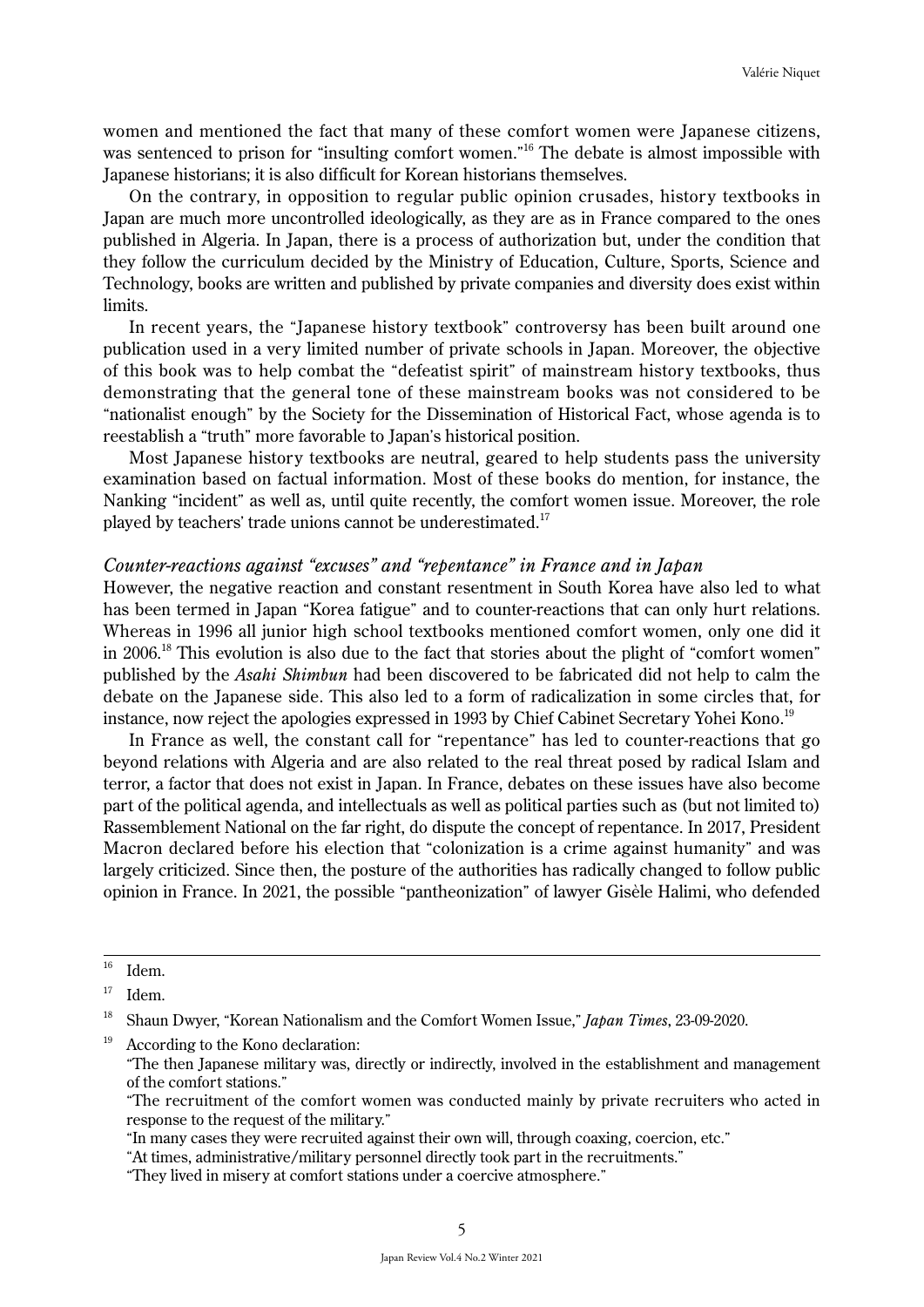women and mentioned the fact that many of these comfort women were Japanese citizens, was sentenced to prison for "insulting comfort women."[16] The debate is almost impossible with Japanese historians; it is also difficult for Korean historians themselves.

On the contrary, in opposition to regular public opinion crusades, history textbooks in Japan are much more uncontrolled ideologically, as they are as in France compared to the ones published in Algeria. In Japan, there is a process of authorization but, under the condition that they follow the curriculum decided by the Ministry of Education, Culture, Sports, Science and Technology, books are written and published by private companies and diversity does exist within limits.

In recent years, the "Japanese history textbook" controversy has been built around one publication used in a very limited number of private schools in Japan. Moreover, the objective of this book was to help combat the "defeatist spirit" of mainstream history textbooks, thus demonstrating that the general tone of these mainstream books was not considered to be "nationalist enough" by the Society for the Dissemination of Historical Fact, whose agenda is to reestablish a "truth" more favorable to Japan's historical position.

Most Japanese history textbooks are neutral, geared to help students pass the university examination based on factual information. Most of these books do mention, for instance, the Nanking "incident" as well as, until quite recently, the comfort women issue. Moreover, the role played by teachers' trade unions cannot be underestimated.[17]

### *Counter-reactions against "excuses" and "repentance" in France and in Japan*

However, the negative reaction and constant resentment in South Korea have also led to what has been termed in Japan "Korea fatigue" and to counter-reactions that can only hurt relations. Whereas in 1996 all junior high school textbooks mentioned comfort women, only one did it in 2006.[18] This evolution is also due to the fact that stories about the plight of "comfort women" published by the *Asahi Shimbun* had been discovered to be fabricated did not help to calm the debate on the Japanese side. This also led to a form of radicalization in some circles that, for instance, now reject the apologies expressed in 1993 by Chief Cabinet Secretary Yohei Kono.[19]

In France as well, the constant call for "repentance" has led to counter-reactions that go beyond relations with Algeria and are also related to the real threat posed by radical Islam and terror, a factor that does not exist in Japan. In France, debates on these issues have also become part of the political agenda, and intellectuals as well as political parties such as (but not limited to) Rassemblement National on the far right, do dispute the concept of repentance. In 2017, President Macron declared before his election that "colonization is a crime against humanity" and was largely criticized. Since then, the posture of the authorities has radically changed to follow public opinion in France. In 2021, the possible "pantheonization" of lawyer Gisèle Halimi, who defended

---

[16] Idem.

[17] Idem.

[18] Shaun Dwyer, "Korean Nationalism and the Comfort Women Issue," *Japan Times*, 23-09-2020.

[19] According to the Kono declaration:
"The then Japanese military was, directly or indirectly, involved in the establishment and management of the comfort stations."
"The recruitment of the comfort women was conducted mainly by private recruiters who acted in response to the request of the military."
"In many cases they were recruited against their own will, through coaxing, coercion, etc."
"At times, administrative/military personnel directly took part in the recruitments."
"They lived in misery at comfort stations under a coercive atmosphere."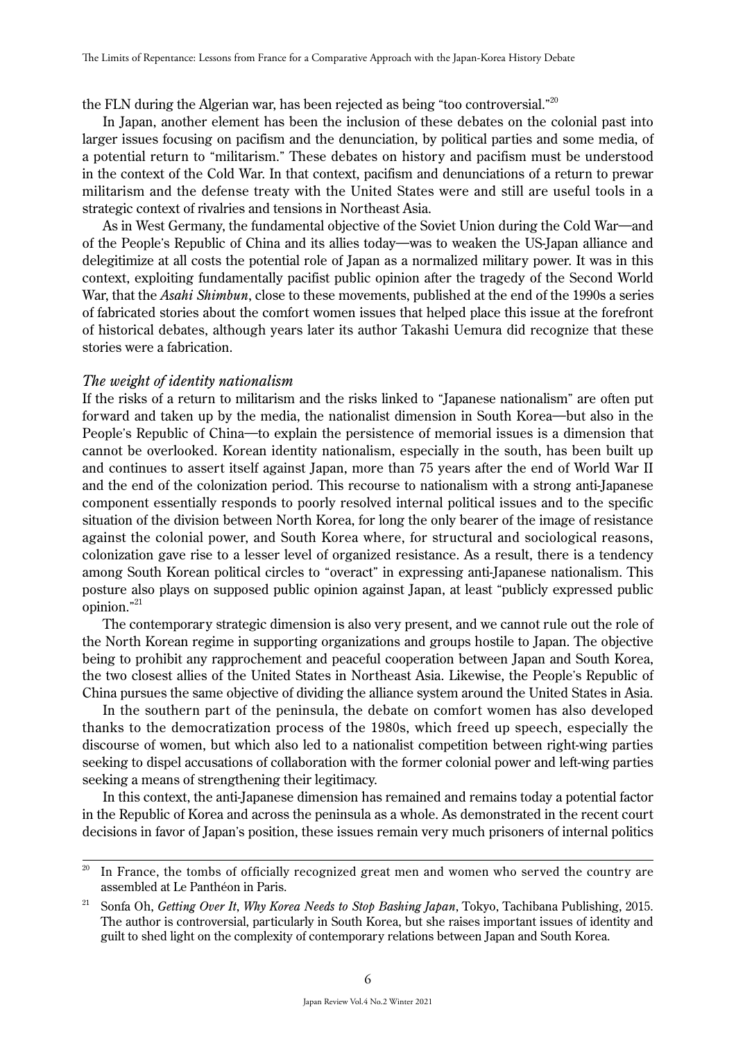the FLN during the Algerian war, has been rejected as being "too controversial."[20]

In Japan, another element has been the inclusion of these debates on the colonial past into larger issues focusing on pacifism and the denunciation, by political parties and some media, of a potential return to "militarism." These debates on history and pacifism must be understood in the context of the Cold War. In that context, pacifism and denunciations of a return to prewar militarism and the defense treaty with the United States were and still are useful tools in a strategic context of rivalries and tensions in Northeast Asia.

As in West Germany, the fundamental objective of the Soviet Union during the Cold War—and of the People's Republic of China and its allies today—was to weaken the US-Japan alliance and delegitimize at all costs the potential role of Japan as a normalized military power. It was in this context, exploiting fundamentally pacifist public opinion after the tragedy of the Second World War, that the *Asahi Shimbun*, close to these movements, published at the end of the 1990s a series of fabricated stories about the comfort women issues that helped place this issue at the forefront of historical debates, although years later its author Takashi Uemura did recognize that these stories were a fabrication.

*The weight of identity nationalism*

If the risks of a return to militarism and the risks linked to "Japanese nationalism" are often put forward and taken up by the media, the nationalist dimension in South Korea—but also in the People's Republic of China—to explain the persistence of memorial issues is a dimension that cannot be overlooked. Korean identity nationalism, especially in the south, has been built up and continues to assert itself against Japan, more than 75 years after the end of World War II and the end of the colonization period. This recourse to nationalism with a strong anti-Japanese component essentially responds to poorly resolved internal political issues and to the specific situation of the division between North Korea, for long the only bearer of the image of resistance against the colonial power, and South Korea where, for structural and sociological reasons, colonization gave rise to a lesser level of organized resistance. As a result, there is a tendency among South Korean political circles to "overact" in expressing anti-Japanese nationalism. This posture also plays on supposed public opinion against Japan, at least "publicly expressed public opinion."[21]

The contemporary strategic dimension is also very present, and we cannot rule out the role of the North Korean regime in supporting organizations and groups hostile to Japan. The objective being to prohibit any rapprochement and peaceful cooperation between Japan and South Korea, the two closest allies of the United States in Northeast Asia. Likewise, the People's Republic of China pursues the same objective of dividing the alliance system around the United States in Asia.

In the southern part of the peninsula, the debate on comfort women has also developed thanks to the democratization process of the 1980s, which freed up speech, especially the discourse of women, but which also led to a nationalist competition between right-wing parties seeking to dispel accusations of collaboration with the former colonial power and left-wing parties seeking a means of strengthening their legitimacy.

In this context, the anti-Japanese dimension has remained and remains today a potential factor in the Republic of Korea and across the peninsula as a whole. As demonstrated in the recent court decisions in favor of Japan's position, these issues remain very much prisoners of internal politics

---

[20] In France, the tombs of officially recognized great men and women who served the country are assembled at Le Panthéon in Paris.

[21] Sonfa Oh, *Getting Over It, Why Korea Needs to Stop Bashing Japan*, Tokyo, Tachibana Publishing, 2015. The author is controversial, particularly in South Korea, but she raises important issues of identity and guilt to shed light on the complexity of contemporary relations between Japan and South Korea.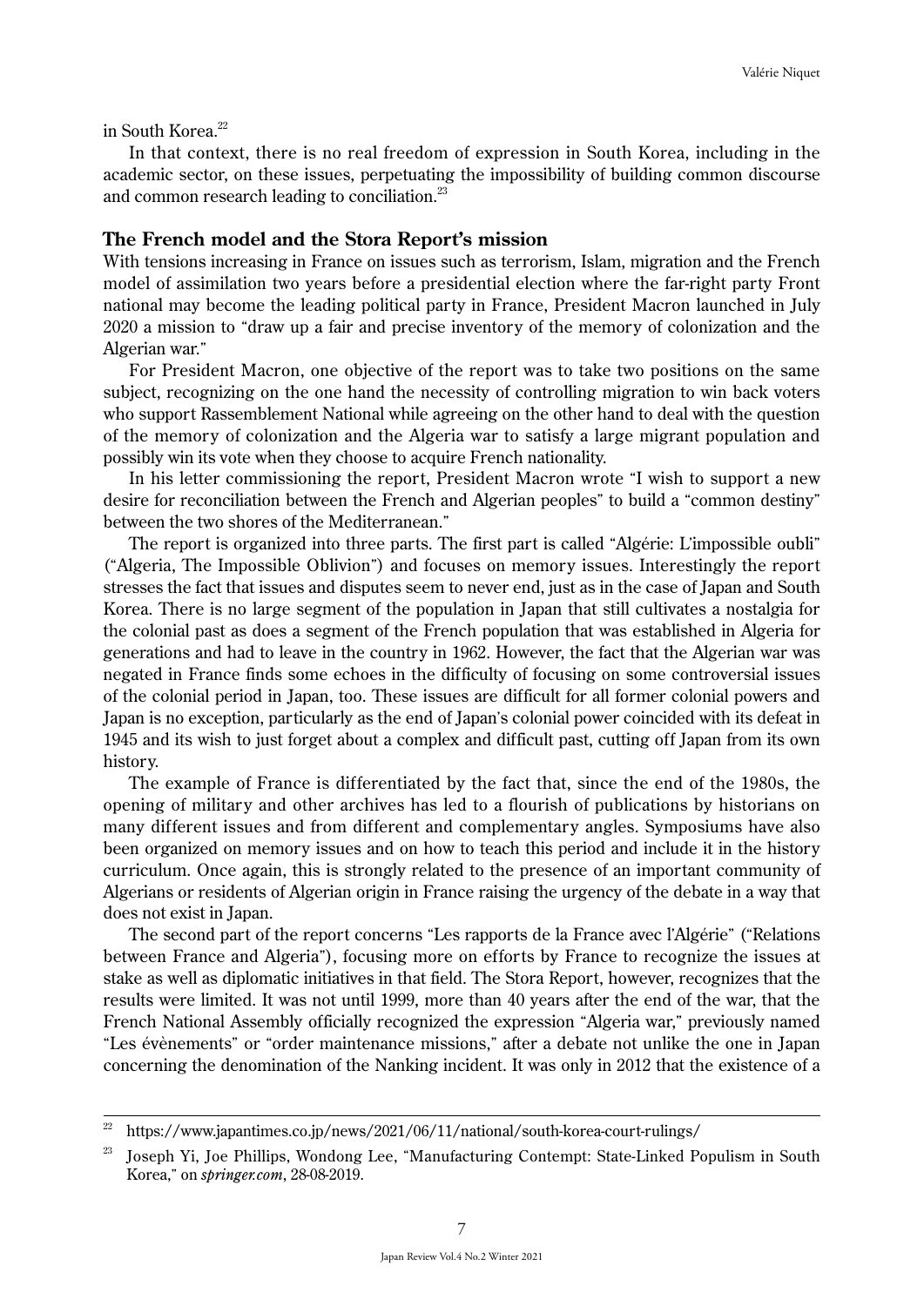in South Korea.[22]

In that context, there is no real freedom of expression in South Korea, including in the academic sector, on these issues, perpetuating the impossibility of building common discourse and common research leading to conciliation.[23]

### The French model and the Stora Report's mission

With tensions increasing in France on issues such as terrorism, Islam, migration and the French model of assimilation two years before a presidential election where the far-right party Front national may become the leading political party in France, President Macron launched in July 2020 a mission to "draw up a fair and precise inventory of the memory of colonization and the Algerian war."

For President Macron, one objective of the report was to take two positions on the same subject, recognizing on the one hand the necessity of controlling migration to win back voters who support Rassemblement National while agreeing on the other hand to deal with the question of the memory of colonization and the Algeria war to satisfy a large migrant population and possibly win its vote when they choose to acquire French nationality.

In his letter commissioning the report, President Macron wrote "I wish to support a new desire for reconciliation between the French and Algerian peoples" to build a "common destiny" between the two shores of the Mediterranean."

The report is organized into three parts. The first part is called "Algérie: L'impossible oubli" ("Algeria, The Impossible Oblivion") and focuses on memory issues. Interestingly the report stresses the fact that issues and disputes seem to never end, just as in the case of Japan and South Korea. There is no large segment of the population in Japan that still cultivates a nostalgia for the colonial past as does a segment of the French population that was established in Algeria for generations and had to leave in the country in 1962. However, the fact that the Algerian war was negated in France finds some echoes in the difficulty of focusing on some controversial issues of the colonial period in Japan, too. These issues are difficult for all former colonial powers and Japan is no exception, particularly as the end of Japan's colonial power coincided with its defeat in 1945 and its wish to just forget about a complex and difficult past, cutting off Japan from its own history.

The example of France is differentiated by the fact that, since the end of the 1980s, the opening of military and other archives has led to a flourish of publications by historians on many different issues and from different and complementary angles. Symposiums have also been organized on memory issues and on how to teach this period and include it in the history curriculum. Once again, this is strongly related to the presence of an important community of Algerians or residents of Algerian origin in France raising the urgency of the debate in a way that does not exist in Japan.

The second part of the report concerns "Les rapports de la France avec l'Algérie" ("Relations between France and Algeria"), focusing more on efforts by France to recognize the issues at stake as well as diplomatic initiatives in that field. The Stora Report, however, recognizes that the results were limited. It was not until 1999, more than 40 years after the end of the war, that the French National Assembly officially recognized the expression "Algeria war," previously named "Les évènements" or "order maintenance missions," after a debate not unlike the one in Japan concerning the denomination of the Nanking incident. It was only in 2012 that the existence of a

---

[22] https://www.japantimes.co.jp/news/2021/06/11/national/south-korea-court-rulings/

[23] Joseph Yi, Joe Phillips, Wondong Lee, "Manufacturing Contempt: State-Linked Populism in South Korea," on *springer.com*, 28-08-2019.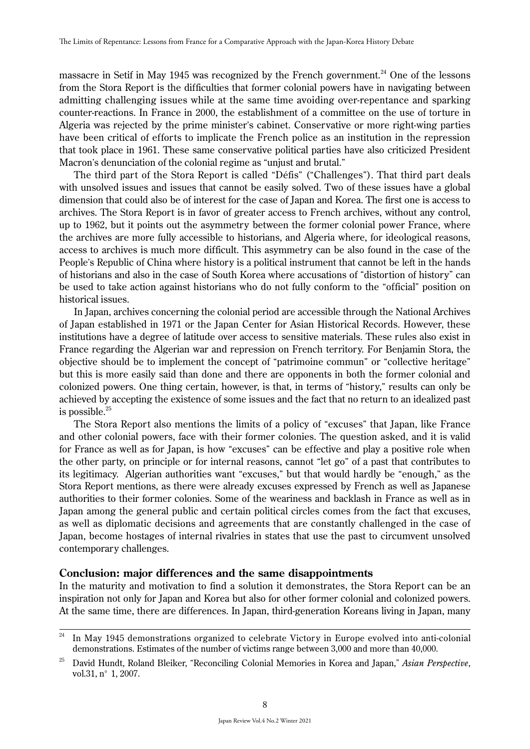massacre in Setif in May 1945 was recognized by the French government.[24] One of the lessons from the Stora Report is the difficulties that former colonial powers have in navigating between admitting challenging issues while at the same time avoiding over-repentance and sparking counter-reactions. In France in 2000, the establishment of a committee on the use of torture in Algeria was rejected by the prime minister's cabinet. Conservative or more right-wing parties have been critical of efforts to implicate the French police as an institution in the repression that took place in 1961. These same conservative political parties have also criticized President Macron's denunciation of the colonial regime as "unjust and brutal."

The third part of the Stora Report is called "Défis" ("Challenges"). That third part deals with unsolved issues and issues that cannot be easily solved. Two of these issues have a global dimension that could also be of interest for the case of Japan and Korea. The first one is access to archives. The Stora Report is in favor of greater access to French archives, without any control, up to 1962, but it points out the asymmetry between the former colonial power France, where the archives are more fully accessible to historians, and Algeria where, for ideological reasons, access to archives is much more difficult. This asymmetry can be also found in the case of the People's Republic of China where history is a political instrument that cannot be left in the hands of historians and also in the case of South Korea where accusations of "distortion of history" can be used to take action against historians who do not fully conform to the "official" position on historical issues.

In Japan, archives concerning the colonial period are accessible through the National Archives of Japan established in 1971 or the Japan Center for Asian Historical Records. However, these institutions have a degree of latitude over access to sensitive materials. These rules also exist in France regarding the Algerian war and repression on French territory. For Benjamin Stora, the objective should be to implement the concept of "patrimoine commun" or "collective heritage" but this is more easily said than done and there are opponents in both the former colonial and colonized powers. One thing certain, however, is that, in terms of "history," results can only be achieved by accepting the existence of some issues and the fact that no return to an idealized past is possible.[25]

The Stora Report also mentions the limits of a policy of "excuses" that Japan, like France and other colonial powers, face with their former colonies. The question asked, and it is valid for France as well as for Japan, is how "excuses" can be effective and play a positive role when the other party, on principle or for internal reasons, cannot "let go" of a past that contributes to its legitimacy. Algerian authorities want "excuses," but that would hardly be "enough," as the Stora Report mentions, as there were already excuses expressed by French as well as Japanese authorities to their former colonies. Some of the weariness and backlash in France as well as in Japan among the general public and certain political circles comes from the fact that excuses, as well as diplomatic decisions and agreements that are constantly challenged in the case of Japan, become hostages of internal rivalries in states that use the past to circumvent unsolved contemporary challenges.

## Conclusion: major differences and the same disappointments

In the maturity and motivation to find a solution it demonstrates, the Stora Report can be an inspiration not only for Japan and Korea but also for other former colonial and colonized powers. At the same time, there are differences. In Japan, third-generation Koreans living in Japan, many

---

[24] In May 1945 demonstrations organized to celebrate Victory in Europe evolved into anti-colonial demonstrations. Estimates of the number of victims range between 3,000 and more than 40,000.

[25] David Hundt, Roland Bleiker, "Reconciling Colonial Memories in Korea and Japan," *Asian Perspective*, vol.31, n° 1, 2007.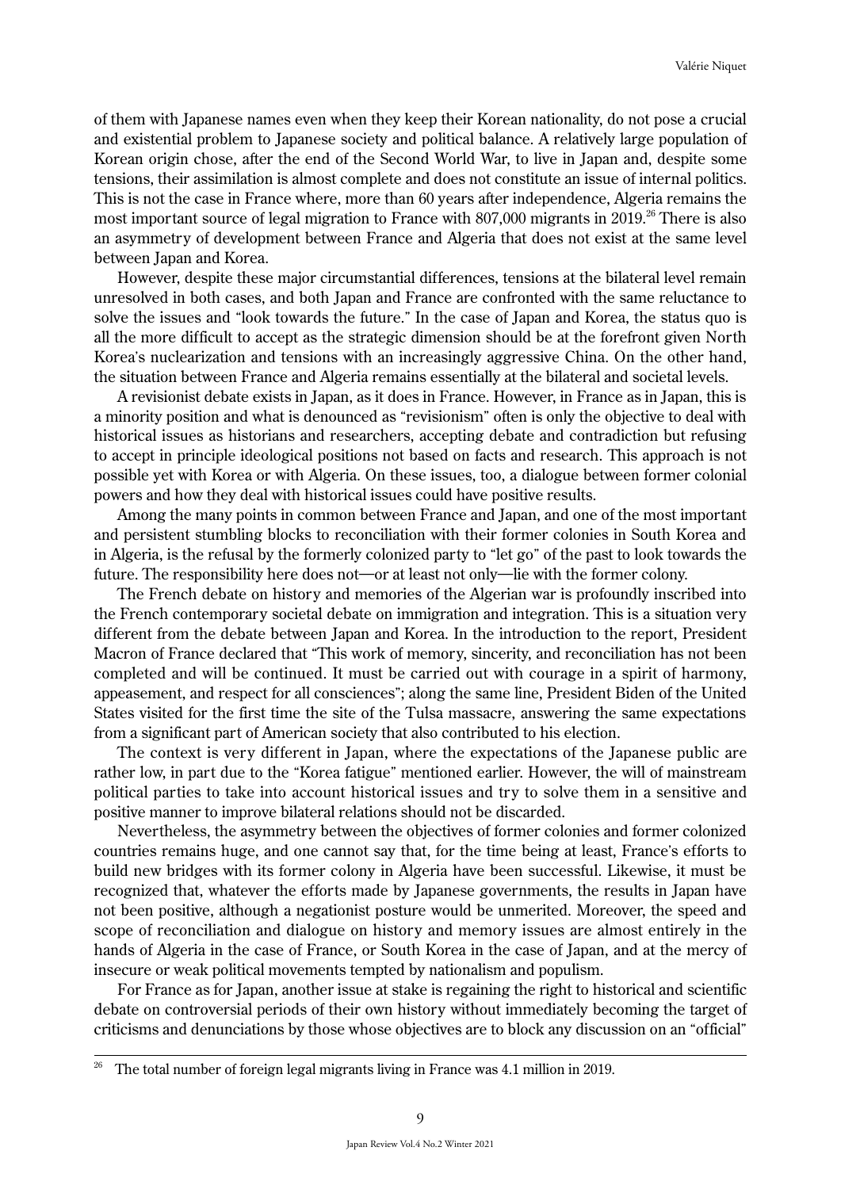of them with Japanese names even when they keep their Korean nationality, do not pose a crucial and existential problem to Japanese society and political balance. A relatively large population of Korean origin chose, after the end of the Second World War, to live in Japan and, despite some tensions, their assimilation is almost complete and does not constitute an issue of internal politics. This is not the case in France where, more than 60 years after independence, Algeria remains the most important source of legal migration to France with 807,000 migrants in 2019.[26] There is also an asymmetry of development between France and Algeria that does not exist at the same level between Japan and Korea.

However, despite these major circumstantial differences, tensions at the bilateral level remain unresolved in both cases, and both Japan and France are confronted with the same reluctance to solve the issues and "look towards the future." In the case of Japan and Korea, the status quo is all the more difficult to accept as the strategic dimension should be at the forefront given North Korea's nuclearization and tensions with an increasingly aggressive China. On the other hand, the situation between France and Algeria remains essentially at the bilateral and societal levels.

A revisionist debate exists in Japan, as it does in France. However, in France as in Japan, this is a minority position and what is denounced as "revisionism" often is only the objective to deal with historical issues as historians and researchers, accepting debate and contradiction but refusing to accept in principle ideological positions not based on facts and research. This approach is not possible yet with Korea or with Algeria. On these issues, too, a dialogue between former colonial powers and how they deal with historical issues could have positive results.

Among the many points in common between France and Japan, and one of the most important and persistent stumbling blocks to reconciliation with their former colonies in South Korea and in Algeria, is the refusal by the formerly colonized party to "let go" of the past to look towards the future. The responsibility here does not—or at least not only—lie with the former colony.

The French debate on history and memories of the Algerian war is profoundly inscribed into the French contemporary societal debate on immigration and integration. This is a situation very different from the debate between Japan and Korea. In the introduction to the report, President Macron of France declared that "This work of memory, sincerity, and reconciliation has not been completed and will be continued. It must be carried out with courage in a spirit of harmony, appeasement, and respect for all consciences"; along the same line, President Biden of the United States visited for the first time the site of the Tulsa massacre, answering the same expectations from a significant part of American society that also contributed to his election.

The context is very different in Japan, where the expectations of the Japanese public are rather low, in part due to the "Korea fatigue" mentioned earlier. However, the will of mainstream political parties to take into account historical issues and try to solve them in a sensitive and positive manner to improve bilateral relations should not be discarded.

Nevertheless, the asymmetry between the objectives of former colonies and former colonized countries remains huge, and one cannot say that, for the time being at least, France's efforts to build new bridges with its former colony in Algeria have been successful. Likewise, it must be recognized that, whatever the efforts made by Japanese governments, the results in Japan have not been positive, although a negationist posture would be unmerited. Moreover, the speed and scope of reconciliation and dialogue on history and memory issues are almost entirely in the hands of Algeria in the case of France, or South Korea in the case of Japan, and at the mercy of insecure or weak political movements tempted by nationalism and populism.

For France as for Japan, another issue at stake is regaining the right to historical and scientific debate on controversial periods of their own history without immediately becoming the target of criticisms and denunciations by those whose objectives are to block any discussion on an "official"

---

[26] The total number of foreign legal migrants living in France was 4.1 million in 2019.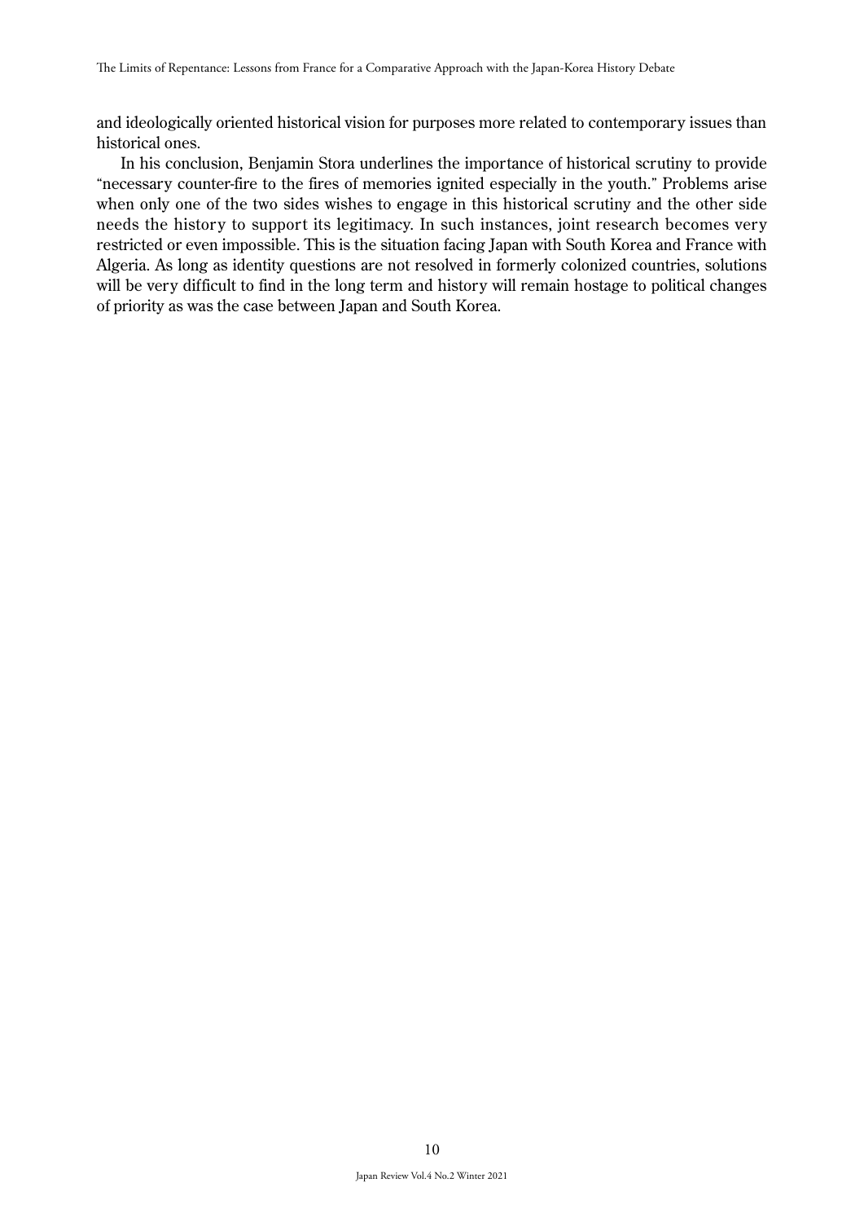and ideologically oriented historical vision for purposes more related to contemporary issues than historical ones.

In his conclusion, Benjamin Stora underlines the importance of historical scrutiny to provide "necessary counter-fire to the fires of memories ignited especially in the youth." Problems arise when only one of the two sides wishes to engage in this historical scrutiny and the other side needs the history to support its legitimacy. In such instances, joint research becomes very restricted or even impossible. This is the situation facing Japan with South Korea and France with Algeria. As long as identity questions are not resolved in formerly colonized countries, solutions will be very difficult to find in the long term and history will remain hostage to political changes of priority as was the case between Japan and South Korea.